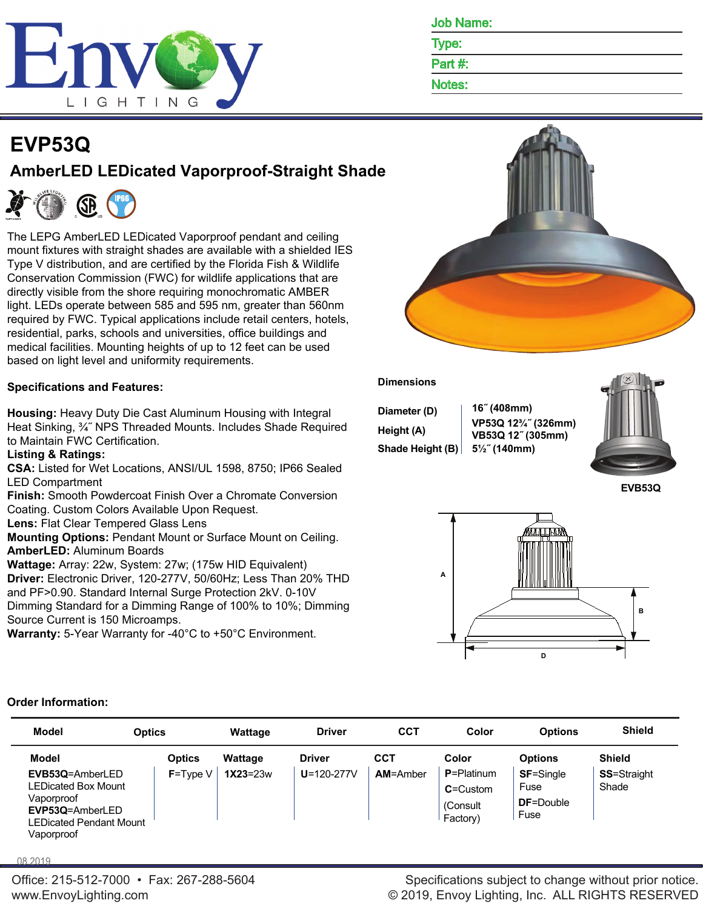Job Name:
Type:
Part #:
Notes:

# EVP53Q

## AmberLED LEDicated Vaporproof-Straight Shade

The LEPG AmberLED LEDicated Vaporproof pendant and ceiling mount fixtures with straight shades are available with a shielded IES Type V distribution, and are certified by the Florida Fish & Wildlife Conservation Commission (FWC) for wildlife applications that are directly visible from the shore requiring monochromatic AMBER light. LEDs operate between 585 and 595 nm, greater than 560nm required by FWC. Typical applications include retail centers, hotels, residential, parks, schools and universities, office buildings and medical facilities. Mounting heights of up to 12 feet can be used based on light level and uniformity requirements.

### Specifications and Features:

**Housing:** Heavy Duty Die Cast Aluminum Housing with Integral Heat Sinking, ¾˝ NPS Threaded Mounts. Includes Shade Required to Maintain FWC Certification.
**Listing & Ratings:**
**CSA:** Listed for Wet Locations, ANSI/UL 1598, 8750; IP66 Sealed LED Compartment
**Finish:** Smooth Powdercoat Finish Over a Chromate Conversion Coating. Custom Colors Available Upon Request.
**Lens:** Flat Clear Tempered Glass Lens
**Mounting Options:** Pendant Mount or Surface Mount on Ceiling.
**AmberLED:** Aluminum Boards
**Wattage:** Array: 22w, System: 27w; (175w HID Equivalent)
**Driver:** Electronic Driver, 120-277V, 50/60Hz; Less Than 20% THD and PF>0.90. Standard Internal Surge Protection 2kV. 0-10V Dimming Standard for a Dimming Range of 100% to 10%; Dimming Source Current is 150 Microamps.
**Warranty:** 5-Year Warranty for -40°C to +50°C Environment.

### Dimensions

| | |
|---|---|
| Diameter (D) | 16˝ (408mm) |
| Height (A) | VP53Q 12¾˝ (326mm)<br>VB53Q 12˝ (305mm) |
| Shade Height (B) | 5½˝ (140mm) |

EVB53Q

### Order Information:

| Model | Optics | Wattage | Driver | CCT | Color | Options | Shield |
|---|---|---|---|---|---|---|---|
| **EVB53Q**=AmberLED LEDicated Box Mount Vaporproof<br>**EVP53Q**=AmberLED LEDicated Pendant Mount Vaporproof | **F**=Type V | **1X23**=23w | **U**=120-277V | **AM**=Amber | **P**=Platinum<br>**C**=Custom<br>(Consult Factory) | **SF**=Single Fuse<br>**DF**=Double Fuse | **SS**=Straight Shade |

08.2019

Office: 215-512-7000 • Fax: 267-288-5604
www.EnvoyLighting.com

Specifications subject to change without prior notice.
© 2019, Envoy Lighting, Inc. ALL RIGHTS RESERVED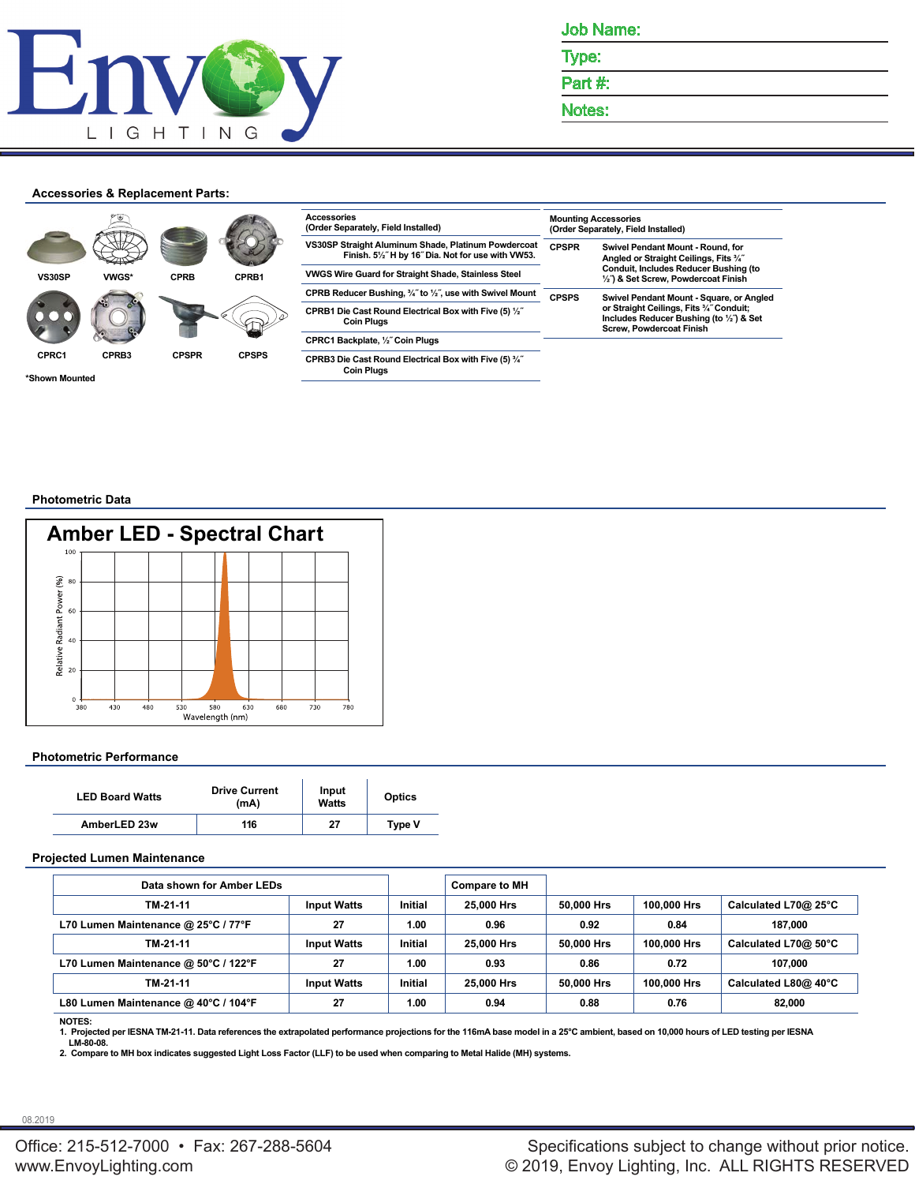Job Name:

Type:

Part #:

Notes:

## Accessories & Replacement Parts:

VS30SP VWGS* CPRB CPRB1

CPRC1 CPRB3 CPSPR CPSPS

*Shown Mounted

| Accessories (Order Separately, Field Installed) |
|---|
| VS30SP Straight Aluminum Shade, Platinum Powdercoat Finish. 5½˝ H by 16˝ Dia. Not for use with VW53. |
| VWGS Wire Guard for Straight Shade, Stainless Steel |
| CPRB Reducer Bushing, ¾˝ to ½˝, use with Swivel Mount |
| CPRB1 Die Cast Round Electrical Box with Five (5) ½˝ Coin Plugs |
| CPRC1 Backplate, ½˝ Coin Plugs |
| CPRB3 Die Cast Round Electrical Box with Five (5) ¾˝ Coin Plugs |

| Mounting Accessories (Order Separately, Field Installed) | |
|---|---|
| CPSPR | Swivel Pendant Mount - Round, for Angled or Straight Ceilings, Fits ¾˝ Conduit, Includes Reducer Bushing (to ½˝) & Set Screw, Powdercoat Finish |
| CPSPS | Swivel Pendant Mount - Square, or Angled or Straight Ceilings, Fits ¾˝ Conduit; Includes Reducer Bushing (to ½˝) & Set Screw, Powdercoat Finish |

## Photometric Data

Amber LED - Spectral Chart

Relative Radiant Power (%)

0
20
40
60
80
100

380 430 480 530 580 630 680 730 780

Wavelength (nm)

## Photometric Performance

| LED Board Watts | Drive Current (mA) | Input Watts | Optics |
|---|---|---|---|
| AmberLED 23w | 116 | 27 | Type V |

## Projected Lumen Maintenance

| Data shown for Amber LEDs | | | Compare to MH | | | |
|---|---|---|---|---|---|---|
| TM-21-11 | Input Watts | Initial | 25,000 Hrs | 50,000 Hrs | 100,000 Hrs | Calculated L70@ 25°C |
| L70 Lumen Maintenance @ 25°C / 77°F | 27 | 1.00 | 0.96 | 0.92 | 0.84 | 187,000 |
| TM-21-11 | Input Watts | Initial | 25,000 Hrs | 50,000 Hrs | 100,000 Hrs | Calculated L70@ 50°C |
| L70 Lumen Maintenance @ 50°C / 122°F | 27 | 1.00 | 0.93 | 0.86 | 0.72 | 107,000 |
| TM-21-11 | Input Watts | Initial | 25,000 Hrs | 50,000 Hrs | 100,000 Hrs | Calculated L80@ 40°C |
| L80 Lumen Maintenance @ 40°C / 104°F | 27 | 1.00 | 0.94 | 0.88 | 0.76 | 82,000 |

NOTES:
1. Projected per IESNA TM-21-11. Data references the extrapolated performance projections for the 116mA base model in a 25°C ambient, based on 10,000 hours of LED testing per IESNA LM-80-08.
2. Compare to MH box indicates suggested Light Loss Factor (LLF) to be used when comparing to Metal Halide (MH) systems.

08.2019

Office: 215-512-7000 • Fax: 267-288-5604
www.EnvoyLighting.com

Specifications subject to change without prior notice.
© 2019, Envoy Lighting, Inc. ALL RIGHTS RESERVED